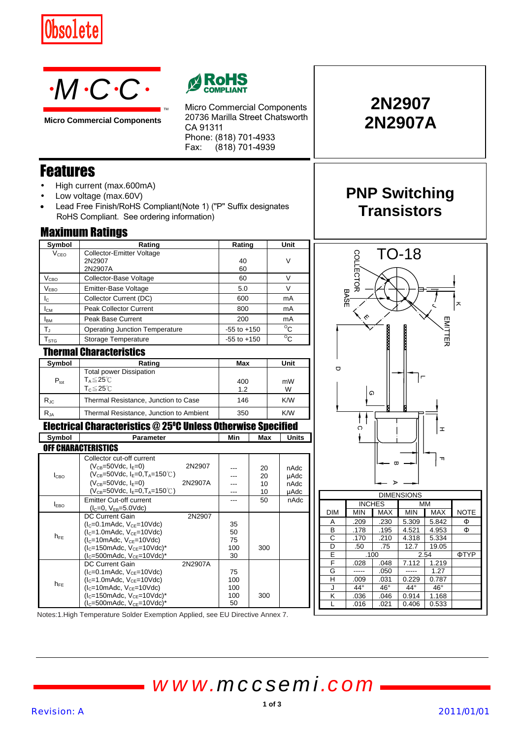Obsolete

**·M·C·C·**

**Micro Commercial Components**

RoHS COMPLIANT

Micro Commercial Components
20736 Marilla Street Chatsworth
CA 91311
Phone: (818) 701-4933
Fax: (818) 701-4939

# 2N2907
# 2N2907A

## PNP Switching Transistors

## Features

- High current (max.600mA)
- Low voltage (max.60V)
- Lead Free Finish/RoHS Compliant(Note 1) ("P" Suffix designates RoHS Compliant. See ordering information)

## Maximum Ratings

| Symbol | Rating | Rating | Unit |
|---|---|---|---|
| $V_{CEO}$ | Collector-Emitter Voltage<br>2N2907<br>2N2907A | <br>40<br>60 | V |
| $V_{CBO}$ | Collector-Base Voltage | 60 | V |
| $V_{EBO}$ | Emitter-Base Voltage | 5.0 | V |
| $I_C$ | Collector Current (DC) | 600 | mA |
| $I_{CM}$ | Peak Collector Current | 800 | mA |
| $I_{BM}$ | Peak Base Current | 200 | mA |
| $T_J$ | Operating Junction Temperature | -55 to +150 | °C |
| $T_{STG}$ | Storage Temperature | -55 to +150 | °C |

## Thermal Characteristics

| Symbol | Rating | Max | Unit |
|---|---|---|---|
| $P_{tot}$ | Total power Dissipation<br>$T_A \leq 25$℃<br>$T_C \leq 25$℃ | <br>400<br>1.2 | <br>mW<br>W |
| $R_{JC}$ | Thermal Resistance, Junction to Case | 146 | K/W |
| $R_{JA}$ | Thermal Resistance, Junction to Ambient | 350 | K/W |

## Electrical Characteristics @ 25°C Unless Otherwise Specified

| Symbol | Parameter | Min | Max | Units |
|---|---|---|---|---|
| **OFF CHARACTERISTICS** | | | | |
| $I_{CBO}$ | Collector cut-off current<br>($V_{CB}$=50Vdc, $I_E$=0) 2N2907<br>($V_{CB}$=50Vdc, $I_E$=0,$T_A$=150℃)<br>($V_{CB}$=50Vdc, $I_E$=0) 2N2907A<br>($V_{CB}$=50Vdc, $I_E$=0,$T_A$=150℃) | <br>---<br>---<br>---<br>--- | <br>20<br>20<br>10<br>10 | <br>nAdc<br>µAdc<br>nAdc<br>µAdc |
| $I_{EBO}$ | Emitter Cut-off current<br>($I_C$=0, $V_{EB}$=5.0Vdc) | --- | 50 | nAdc |
| $h_{FE}$ | DC Current Gain 2N2907<br>($I_C$=0.1mAdc, $V_{CE}$=10Vdc)<br>($I_C$=1.0mAdc, $V_{CE}$=10Vdc)<br>($I_C$=10mAdc, $V_{CE}$=10Vdc)<br>($I_C$=150mAdc, $V_{CE}$=10Vdc)*<br>($I_C$=500mAdc, $V_{CE}$=10Vdc)* | <br>35<br>50<br>75<br>100<br>30 | <br><br><br><br>300<br> | |
| $h_{FE}$ | DC Current Gain 2N2907A<br>($I_C$=0.1mAdc, $V_{CE}$=10Vdc)<br>($I_C$=1.0mAdc, $V_{CE}$=10Vdc)<br>($I_C$=10mAdc, $V_{CE}$=10Vdc)<br>($I_C$=150mAdc, $V_{CE}$=10Vdc)*<br>($I_C$=500mAdc, $V_{CE}$=10Vdc)* | <br>75<br>100<br>100<br>100<br>50 | <br><br><br><br>300<br> | |

Notes:1.High Temperature Solder Exemption Applied, see EU Directive Annex 7.

TO-18

| DIMENSIONS | | | | | |
|---|---|---|---|---|---|
| | INCHES | | MM | | |
| DIM | MIN | MAX | MIN | MAX | NOTE |
| A | .209 | .230 | 5.309 | 5.842 | Φ |
| B | .178 | .195 | 4.521 | 4.953 | Φ |
| C | .170 | .210 | 4.318 | 5.334 | |
| D | .50 | .75 | 12.7 | 19.05 | |
| E | .100 | | 2.54 | | ΦTYP |
| F | .028 | .048 | 7.112 | 1.219 | |
| G | ----- | .050 | ----- | 1.27 | |
| H | .009 | .031 | 0.229 | 0.787 | |
| J | 44° | 46° | 44° | 46° | |
| K | .036 | .046 | 0.914 | 1.168 | |
| L | .016 | .021 | 0.406 | 0.533 | |

www.mccsemi.com

Revision: A

2011/01/01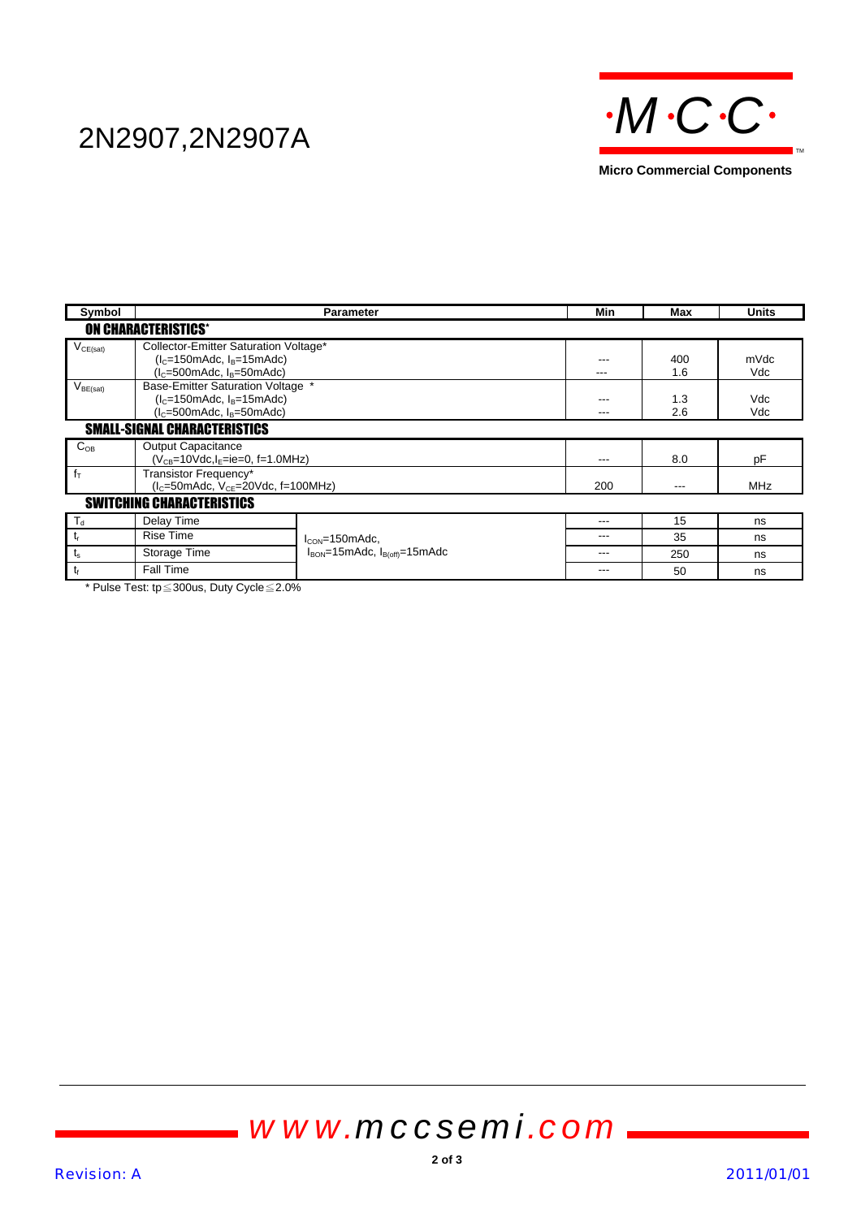# 2N2907,2N2907A

| Symbol | Parameter | | Min | Max | Units |
|---|---|---|---|---|---|
| **ON CHARACTERISTICS*** | | | | | |
| $V_{CE(sat)}$ | Collector-Emitter Saturation Voltage*<br>($I_C$=150mAdc, $I_B$=15mAdc)<br>($I_C$=500mAdc, $I_B$=50mAdc) | | ---<br>--- | 400<br>1.6 | mVdc<br>Vdc |
| $V_{BE(sat)}$ | Base-Emitter Saturation Voltage *<br>($I_C$=150mAdc, $I_B$=15mAdc)<br>($I_C$=500mAdc, $I_B$=50mAdc) | | ---<br>--- | 1.3<br>2.6 | Vdc<br>Vdc |
| **SMALL-SIGNAL CHARACTERISTICS** | | | | | |
| $C_{OB}$ | Output Capacitance<br>($V_{CB}$=10Vdc,$I_E$=ie=0, f=1.0MHz) | | --- | 8.0 | pF |
| $f_T$ | Transistor Frequency*<br>($I_C$=50mAdc, $V_{CE}$=20Vdc, f=100MHz) | | 200 | --- | MHz |
| **SWITCHING CHARACTERISTICS** | | | | | |
| $T_d$ | Delay Time | $I_{CON}$=150mAdc,<br>$I_{BON}$=15mAdc, $I_{B(off)}$=15mAdc | --- | 15 | ns |
| $t_r$ | Rise Time | | --- | 35 | ns |
| $t_s$ | Storage Time | | --- | 250 | ns |
| $t_f$ | Fall Time | | --- | 50 | ns |

* Pulse Test: tp≦300us, Duty Cycle≦2.0%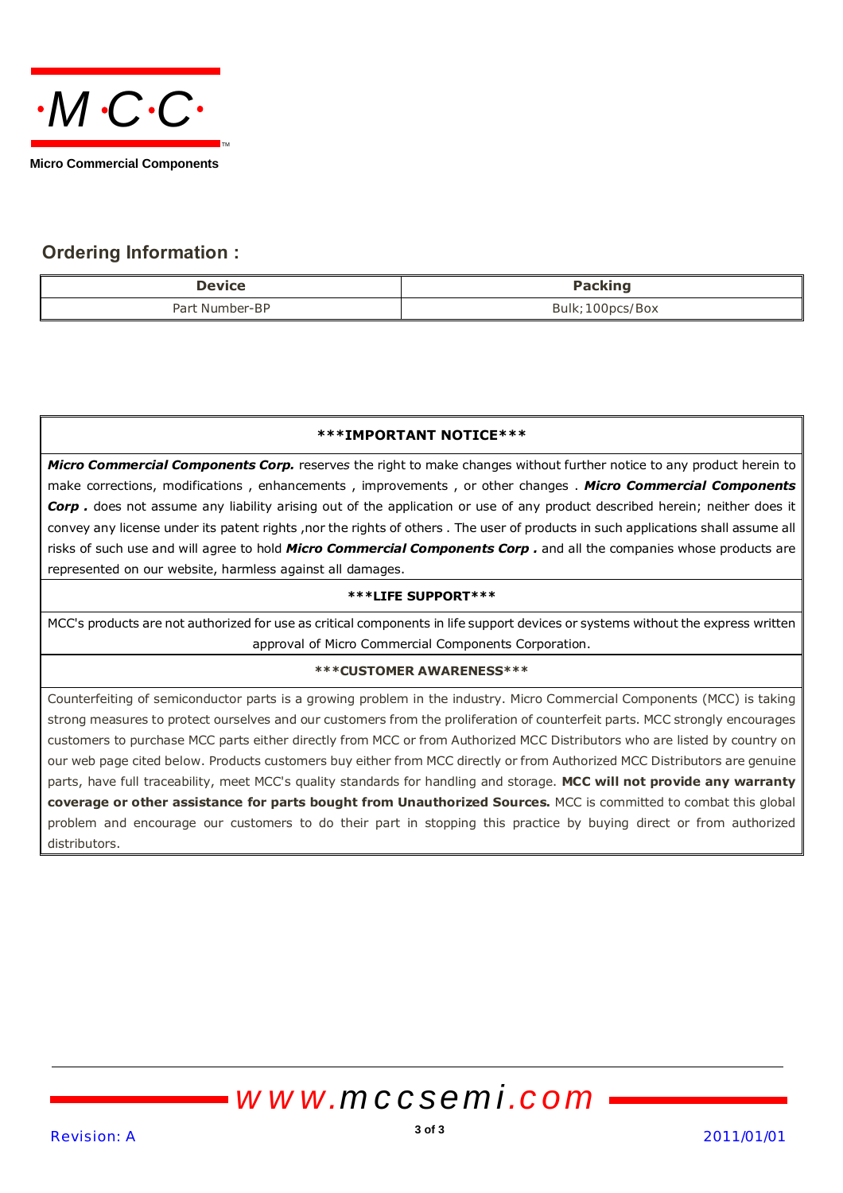**Micro Commercial Components**

## Ordering Information :

| Device | Packing |
|---|---|
| Part Number-BP | Bulk;100pcs/Box |

| ***IMPORTANT NOTICE*** |
|---|
| ***Micro Commercial Components Corp.*** reserves the right to make changes without further notice to any product herein to make corrections, modifications , enhancements , improvements , or other changes . ***Micro Commercial Components Corp .*** does not assume any liability arising out of the application or use of any product described herein; neither does it convey any license under its patent rights ,nor the rights of others . The user of products in such applications shall assume all risks of such use and will agree to hold ***Micro Commercial Components Corp .*** and all the companies whose products are represented on our website, harmless against all damages. |
| **\*\*\*LIFE SUPPORT\*\*\*** |
| MCC's products are not authorized for use as critical components in life support devices or systems without the express written approval of Micro Commercial Components Corporation. |
| **\*\*\*CUSTOMER AWARENESS\*\*\*** |
| Counterfeiting of semiconductor parts is a growing problem in the industry. Micro Commercial Components (MCC) is taking strong measures to protect ourselves and our customers from the proliferation of counterfeit parts. MCC strongly encourages customers to purchase MCC parts either directly from MCC or from Authorized MCC Distributors who are listed by country on our web page cited below. Products customers buy either from MCC directly or from Authorized MCC Distributors are genuine parts, have full traceability, meet MCC's quality standards for handling and storage. **MCC will not provide any warranty coverage or other assistance for parts bought from Unauthorized Sources.** MCC is committed to combat this global problem and encourage our customers to do their part in stopping this practice by buying direct or from authorized distributors. |

*www.mccsemi.com*

Revision: A

2011/01/01